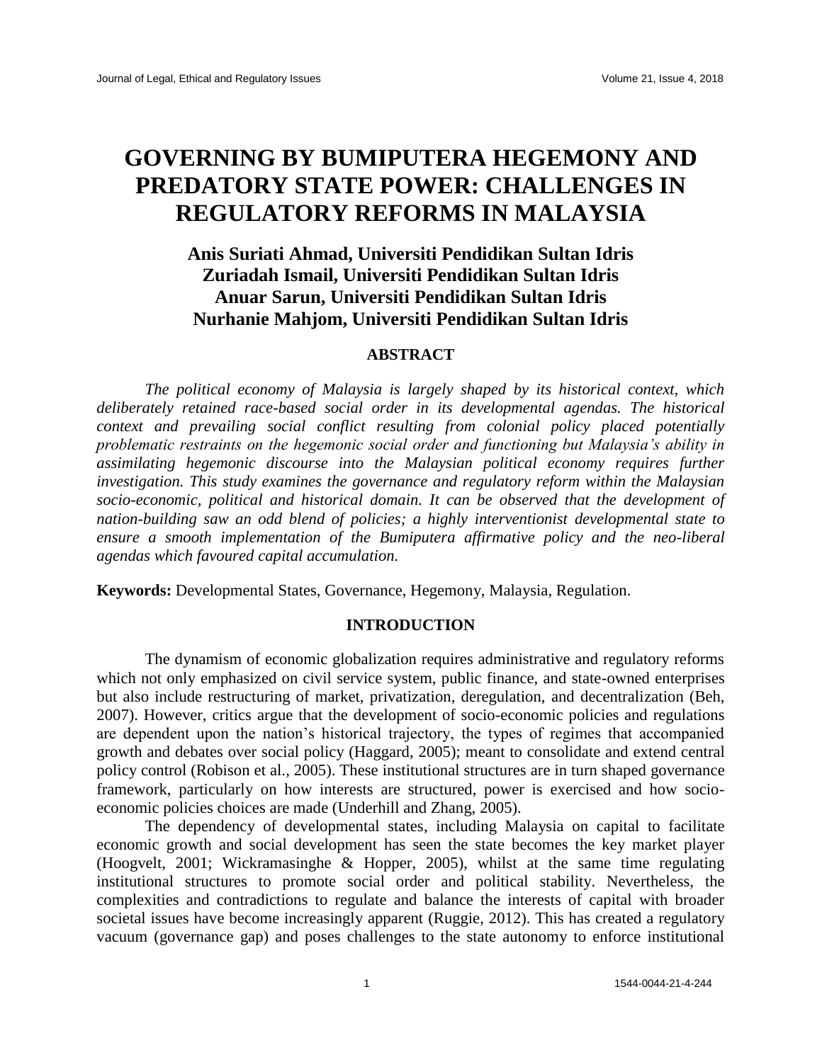# GOVERNING BY BUMIPUTERA HEGEMONY AND PREDATORY STATE POWER: CHALLENGES IN REGULATORY REFORMS IN MALAYSIA

**Anis Suriati Ahmad, Universiti Pendidikan Sultan Idris**
**Zuriadah Ismail, Universiti Pendidikan Sultan Idris**
**Anuar Sarun, Universiti Pendidikan Sultan Idris**
**Nurhanie Mahjom, Universiti Pendidikan Sultan Idris**

## ABSTRACT

*The political economy of Malaysia is largely shaped by its historical context, which deliberately retained race-based social order in its developmental agendas. The historical context and prevailing social conflict resulting from colonial policy placed potentially problematic restraints on the hegemonic social order and functioning but Malaysia's ability in assimilating hegemonic discourse into the Malaysian political economy requires further investigation. This study examines the governance and regulatory reform within the Malaysian socio-economic, political and historical domain. It can be observed that the development of nation-building saw an odd blend of policies; a highly interventionist developmental state to ensure a smooth implementation of the Bumiputera affirmative policy and the neo-liberal agendas which favoured capital accumulation.*

**Keywords:** Developmental States, Governance, Hegemony, Malaysia, Regulation.

## INTRODUCTION

The dynamism of economic globalization requires administrative and regulatory reforms which not only emphasized on civil service system, public finance, and state-owned enterprises but also include restructuring of market, privatization, deregulation, and decentralization (Beh, 2007). However, critics argue that the development of socio-economic policies and regulations are dependent upon the nation's historical trajectory, the types of regimes that accompanied growth and debates over social policy (Haggard, 2005); meant to consolidate and extend central policy control (Robison et al., 2005). These institutional structures are in turn shaped governance framework, particularly on how interests are structured, power is exercised and how socio-economic policies choices are made (Underhill and Zhang, 2005).

The dependency of developmental states, including Malaysia on capital to facilitate economic growth and social development has seen the state becomes the key market player (Hoogvelt, 2001; Wickramasinghe & Hopper, 2005), whilst at the same time regulating institutional structures to promote social order and political stability. Nevertheless, the complexities and contradictions to regulate and balance the interests of capital with broader societal issues have become increasingly apparent (Ruggie, 2012). This has created a regulatory vacuum (governance gap) and poses challenges to the state autonomy to enforce institutional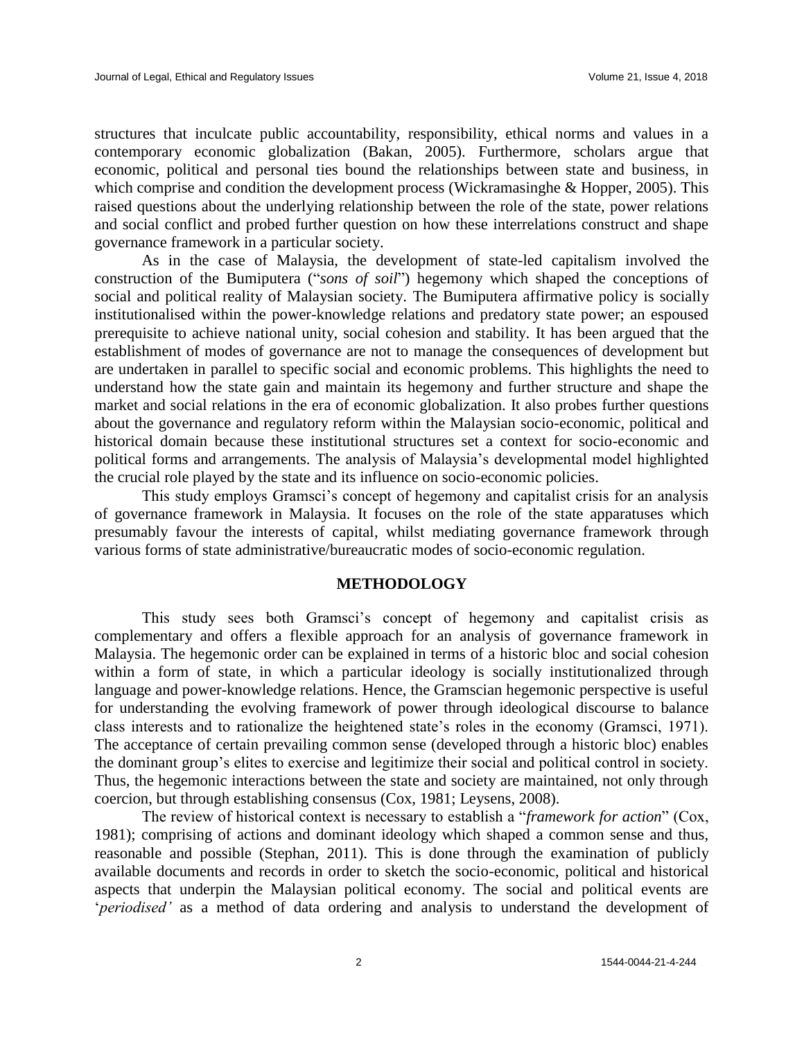structures that inculcate public accountability, responsibility, ethical norms and values in a contemporary economic globalization (Bakan, 2005). Furthermore, scholars argue that economic, political and personal ties bound the relationships between state and business, in which comprise and condition the development process (Wickramasinghe & Hopper, 2005). This raised questions about the underlying relationship between the role of the state, power relations and social conflict and probed further question on how these interrelations construct and shape governance framework in a particular society.

As in the case of Malaysia, the development of state-led capitalism involved the construction of the Bumiputera ("*sons of soil*") hegemony which shaped the conceptions of social and political reality of Malaysian society. The Bumiputera affirmative policy is socially institutionalised within the power-knowledge relations and predatory state power; an espoused prerequisite to achieve national unity, social cohesion and stability. It has been argued that the establishment of modes of governance are not to manage the consequences of development but are undertaken in parallel to specific social and economic problems. This highlights the need to understand how the state gain and maintain its hegemony and further structure and shape the market and social relations in the era of economic globalization. It also probes further questions about the governance and regulatory reform within the Malaysian socio-economic, political and historical domain because these institutional structures set a context for socio-economic and political forms and arrangements. The analysis of Malaysia's developmental model highlighted the crucial role played by the state and its influence on socio-economic policies.

This study employs Gramsci's concept of hegemony and capitalist crisis for an analysis of governance framework in Malaysia. It focuses on the role of the state apparatuses which presumably favour the interests of capital, whilst mediating governance framework through various forms of state administrative/bureaucratic modes of socio-economic regulation.

## METHODOLOGY

This study sees both Gramsci's concept of hegemony and capitalist crisis as complementary and offers a flexible approach for an analysis of governance framework in Malaysia. The hegemonic order can be explained in terms of a historic bloc and social cohesion within a form of state, in which a particular ideology is socially institutionalized through language and power-knowledge relations. Hence, the Gramscian hegemonic perspective is useful for understanding the evolving framework of power through ideological discourse to balance class interests and to rationalize the heightened state's roles in the economy (Gramsci, 1971). The acceptance of certain prevailing common sense (developed through a historic bloc) enables the dominant group's elites to exercise and legitimize their social and political control in society. Thus, the hegemonic interactions between the state and society are maintained, not only through coercion, but through establishing consensus (Cox, 1981; Leysens, 2008).

The review of historical context is necessary to establish a "*framework for action*" (Cox, 1981); comprising of actions and dominant ideology which shaped a common sense and thus, reasonable and possible (Stephan, 2011). This is done through the examination of publicly available documents and records in order to sketch the socio-economic, political and historical aspects that underpin the Malaysian political economy. The social and political events are '*periodised'* as a method of data ordering and analysis to understand the development of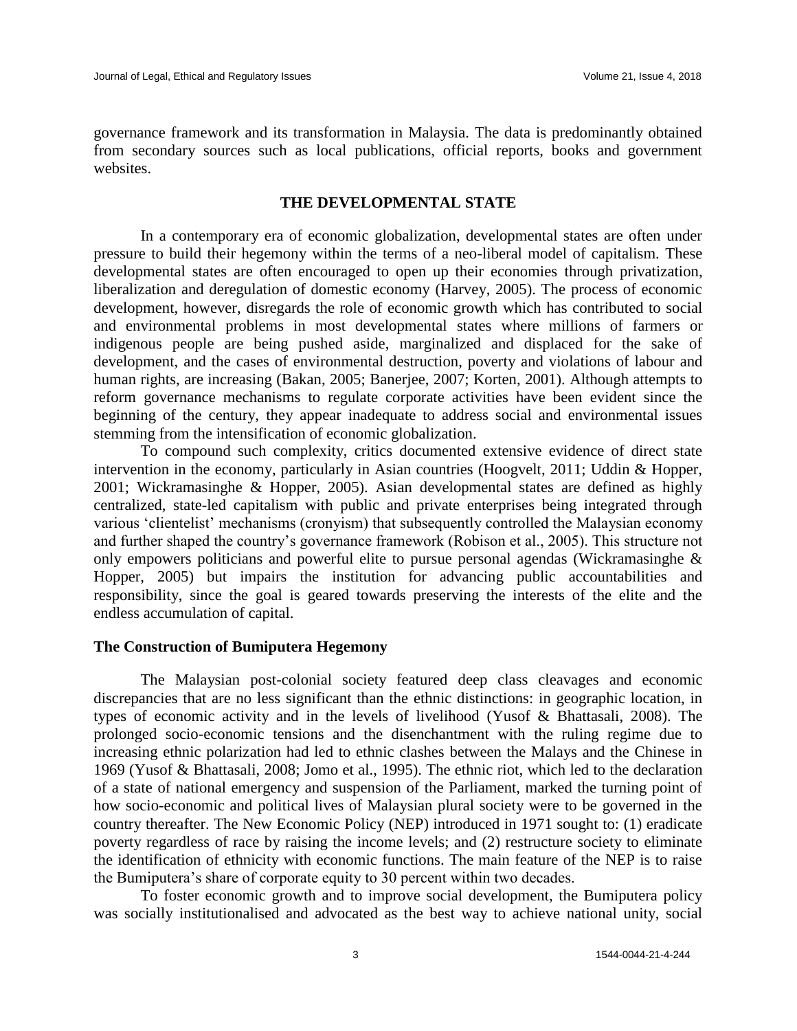governance framework and its transformation in Malaysia. The data is predominantly obtained from secondary sources such as local publications, official reports, books and government websites.

## THE DEVELOPMENTAL STATE

In a contemporary era of economic globalization, developmental states are often under pressure to build their hegemony within the terms of a neo-liberal model of capitalism. These developmental states are often encouraged to open up their economies through privatization, liberalization and deregulation of domestic economy (Harvey, 2005). The process of economic development, however, disregards the role of economic growth which has contributed to social and environmental problems in most developmental states where millions of farmers or indigenous people are being pushed aside, marginalized and displaced for the sake of development, and the cases of environmental destruction, poverty and violations of labour and human rights, are increasing (Bakan, 2005; Banerjee, 2007; Korten, 2001). Although attempts to reform governance mechanisms to regulate corporate activities have been evident since the beginning of the century, they appear inadequate to address social and environmental issues stemming from the intensification of economic globalization.

To compound such complexity, critics documented extensive evidence of direct state intervention in the economy, particularly in Asian countries (Hoogvelt, 2011; Uddin & Hopper, 2001; Wickramasinghe & Hopper, 2005). Asian developmental states are defined as highly centralized, state-led capitalism with public and private enterprises being integrated through various 'clientelist' mechanisms (cronyism) that subsequently controlled the Malaysian economy and further shaped the country's governance framework (Robison et al., 2005). This structure not only empowers politicians and powerful elite to pursue personal agendas (Wickramasinghe & Hopper, 2005) but impairs the institution for advancing public accountabilities and responsibility, since the goal is geared towards preserving the interests of the elite and the endless accumulation of capital.

### The Construction of Bumiputera Hegemony

The Malaysian post-colonial society featured deep class cleavages and economic discrepancies that are no less significant than the ethnic distinctions: in geographic location, in types of economic activity and in the levels of livelihood (Yusof & Bhattasali, 2008). The prolonged socio-economic tensions and the disenchantment with the ruling regime due to increasing ethnic polarization had led to ethnic clashes between the Malays and the Chinese in 1969 (Yusof & Bhattasali, 2008; Jomo et al., 1995). The ethnic riot, which led to the declaration of a state of national emergency and suspension of the Parliament, marked the turning point of how socio-economic and political lives of Malaysian plural society were to be governed in the country thereafter. The New Economic Policy (NEP) introduced in 1971 sought to: (1) eradicate poverty regardless of race by raising the income levels; and (2) restructure society to eliminate the identification of ethnicity with economic functions. The main feature of the NEP is to raise the Bumiputera's share of corporate equity to 30 percent within two decades.

To foster economic growth and to improve social development, the Bumiputera policy was socially institutionalised and advocated as the best way to achieve national unity, social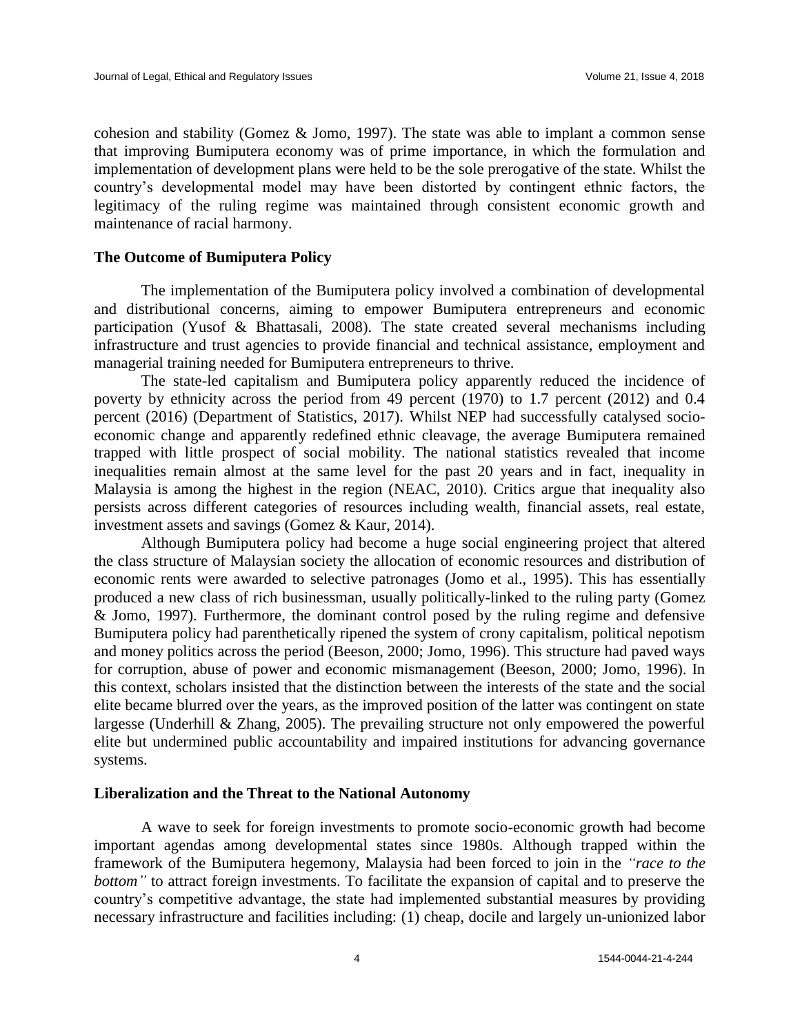cohesion and stability (Gomez & Jomo, 1997). The state was able to implant a common sense that improving Bumiputera economy was of prime importance, in which the formulation and implementation of development plans were held to be the sole prerogative of the state. Whilst the country's developmental model may have been distorted by contingent ethnic factors, the legitimacy of the ruling regime was maintained through consistent economic growth and maintenance of racial harmony.

### The Outcome of Bumiputera Policy

The implementation of the Bumiputera policy involved a combination of developmental and distributional concerns, aiming to empower Bumiputera entrepreneurs and economic participation (Yusof & Bhattasali, 2008). The state created several mechanisms including infrastructure and trust agencies to provide financial and technical assistance, employment and managerial training needed for Bumiputera entrepreneurs to thrive.

The state-led capitalism and Bumiputera policy apparently reduced the incidence of poverty by ethnicity across the period from 49 percent (1970) to 1.7 percent (2012) and 0.4 percent (2016) (Department of Statistics, 2017). Whilst NEP had successfully catalysed socio-economic change and apparently redefined ethnic cleavage, the average Bumiputera remained trapped with little prospect of social mobility. The national statistics revealed that income inequalities remain almost at the same level for the past 20 years and in fact, inequality in Malaysia is among the highest in the region (NEAC, 2010). Critics argue that inequality also persists across different categories of resources including wealth, financial assets, real estate, investment assets and savings (Gomez & Kaur, 2014).

Although Bumiputera policy had become a huge social engineering project that altered the class structure of Malaysian society the allocation of economic resources and distribution of economic rents were awarded to selective patronages (Jomo et al., 1995). This has essentially produced a new class of rich businessman, usually politically-linked to the ruling party (Gomez & Jomo, 1997). Furthermore, the dominant control posed by the ruling regime and defensive Bumiputera policy had parenthetically ripened the system of crony capitalism, political nepotism and money politics across the period (Beeson, 2000; Jomo, 1996). This structure had paved ways for corruption, abuse of power and economic mismanagement (Beeson, 2000; Jomo, 1996). In this context, scholars insisted that the distinction between the interests of the state and the social elite became blurred over the years, as the improved position of the latter was contingent on state largesse (Underhill & Zhang, 2005). The prevailing structure not only empowered the powerful elite but undermined public accountability and impaired institutions for advancing governance systems.

### Liberalization and the Threat to the National Autonomy

A wave to seek for foreign investments to promote socio-economic growth had become important agendas among developmental states since 1980s. Although trapped within the framework of the Bumiputera hegemony, Malaysia had been forced to join in the *"race to the bottom"* to attract foreign investments. To facilitate the expansion of capital and to preserve the country's competitive advantage, the state had implemented substantial measures by providing necessary infrastructure and facilities including: (1) cheap, docile and largely un-unionized labor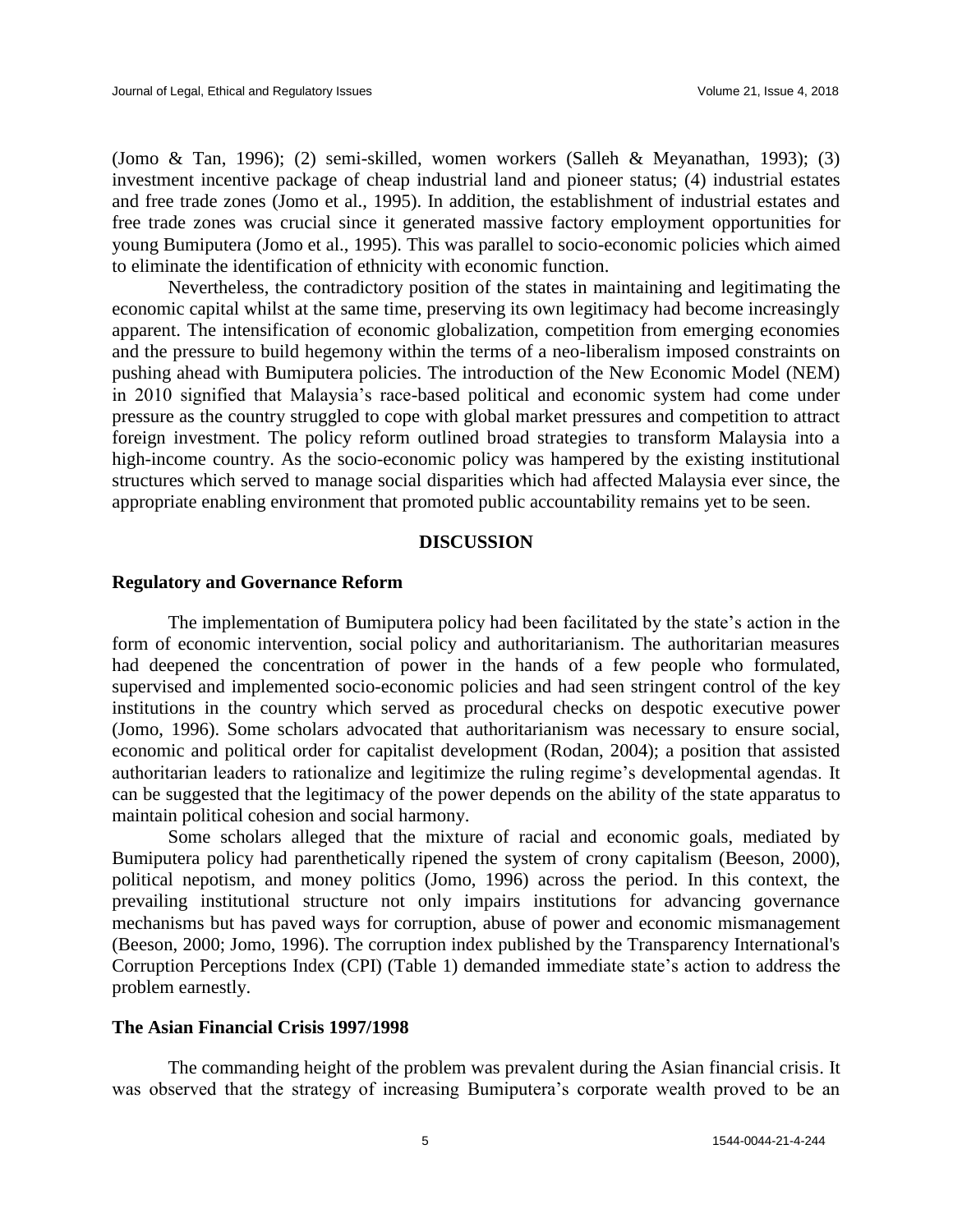(Jomo & Tan, 1996); (2) semi-skilled, women workers (Salleh & Meyanathan, 1993); (3) investment incentive package of cheap industrial land and pioneer status; (4) industrial estates and free trade zones (Jomo et al., 1995). In addition, the establishment of industrial estates and free trade zones was crucial since it generated massive factory employment opportunities for young Bumiputera (Jomo et al., 1995). This was parallel to socio-economic policies which aimed to eliminate the identification of ethnicity with economic function.

Nevertheless, the contradictory position of the states in maintaining and legitimating the economic capital whilst at the same time, preserving its own legitimacy had become increasingly apparent. The intensification of economic globalization, competition from emerging economies and the pressure to build hegemony within the terms of a neo-liberalism imposed constraints on pushing ahead with Bumiputera policies. The introduction of the New Economic Model (NEM) in 2010 signified that Malaysia's race-based political and economic system had come under pressure as the country struggled to cope with global market pressures and competition to attract foreign investment. The policy reform outlined broad strategies to transform Malaysia into a high-income country. As the socio-economic policy was hampered by the existing institutional structures which served to manage social disparities which had affected Malaysia ever since, the appropriate enabling environment that promoted public accountability remains yet to be seen.

## DISCUSSION

### Regulatory and Governance Reform

The implementation of Bumiputera policy had been facilitated by the state's action in the form of economic intervention, social policy and authoritarianism. The authoritarian measures had deepened the concentration of power in the hands of a few people who formulated, supervised and implemented socio-economic policies and had seen stringent control of the key institutions in the country which served as procedural checks on despotic executive power (Jomo, 1996). Some scholars advocated that authoritarianism was necessary to ensure social, economic and political order for capitalist development (Rodan, 2004); a position that assisted authoritarian leaders to rationalize and legitimize the ruling regime's developmental agendas. It can be suggested that the legitimacy of the power depends on the ability of the state apparatus to maintain political cohesion and social harmony.

Some scholars alleged that the mixture of racial and economic goals, mediated by Bumiputera policy had parenthetically ripened the system of crony capitalism (Beeson, 2000), political nepotism, and money politics (Jomo, 1996) across the period. In this context, the prevailing institutional structure not only impairs institutions for advancing governance mechanisms but has paved ways for corruption, abuse of power and economic mismanagement (Beeson, 2000; Jomo, 1996). The corruption index published by the Transparency International's Corruption Perceptions Index (CPI) (Table 1) demanded immediate state's action to address the problem earnestly.

### The Asian Financial Crisis 1997/1998

The commanding height of the problem was prevalent during the Asian financial crisis. It was observed that the strategy of increasing Bumiputera's corporate wealth proved to be an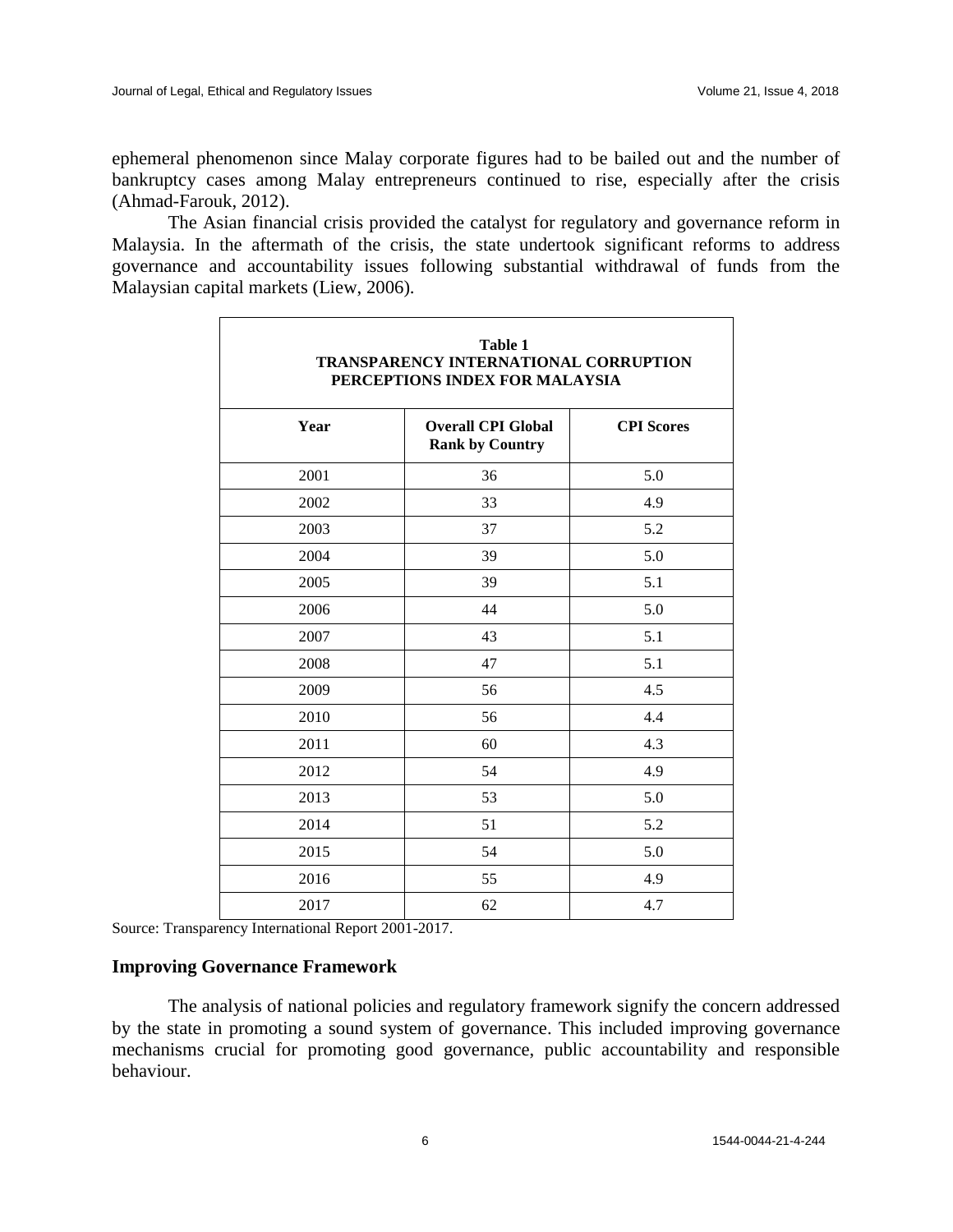ephemeral phenomenon since Malay corporate figures had to be bailed out and the number of bankruptcy cases among Malay entrepreneurs continued to rise, especially after the crisis (Ahmad-Farouk, 2012).

The Asian financial crisis provided the catalyst for regulatory and governance reform in Malaysia. In the aftermath of the crisis, the state undertook significant reforms to address governance and accountability issues following substantial withdrawal of funds from the Malaysian capital markets (Liew, 2006).

**Table 1**
**TRANSPARENCY INTERNATIONAL CORRUPTION PERCEPTIONS INDEX FOR MALAYSIA**

| Year | Overall CPI Global Rank by Country | CPI Scores |
|---|---|---|
| 2001 | 36 | 5.0 |
| 2002 | 33 | 4.9 |
| 2003 | 37 | 5.2 |
| 2004 | 39 | 5.0 |
| 2005 | 39 | 5.1 |
| 2006 | 44 | 5.0 |
| 2007 | 43 | 5.1 |
| 2008 | 47 | 5.1 |
| 2009 | 56 | 4.5 |
| 2010 | 56 | 4.4 |
| 2011 | 60 | 4.3 |
| 2012 | 54 | 4.9 |
| 2013 | 53 | 5.0 |
| 2014 | 51 | 5.2 |
| 2015 | 54 | 5.0 |
| 2016 | 55 | 4.9 |
| 2017 | 62 | 4.7 |

Source: Transparency International Report 2001-2017.

## Improving Governance Framework

The analysis of national policies and regulatory framework signify the concern addressed by the state in promoting a sound system of governance. This included improving governance mechanisms crucial for promoting good governance, public accountability and responsible behaviour.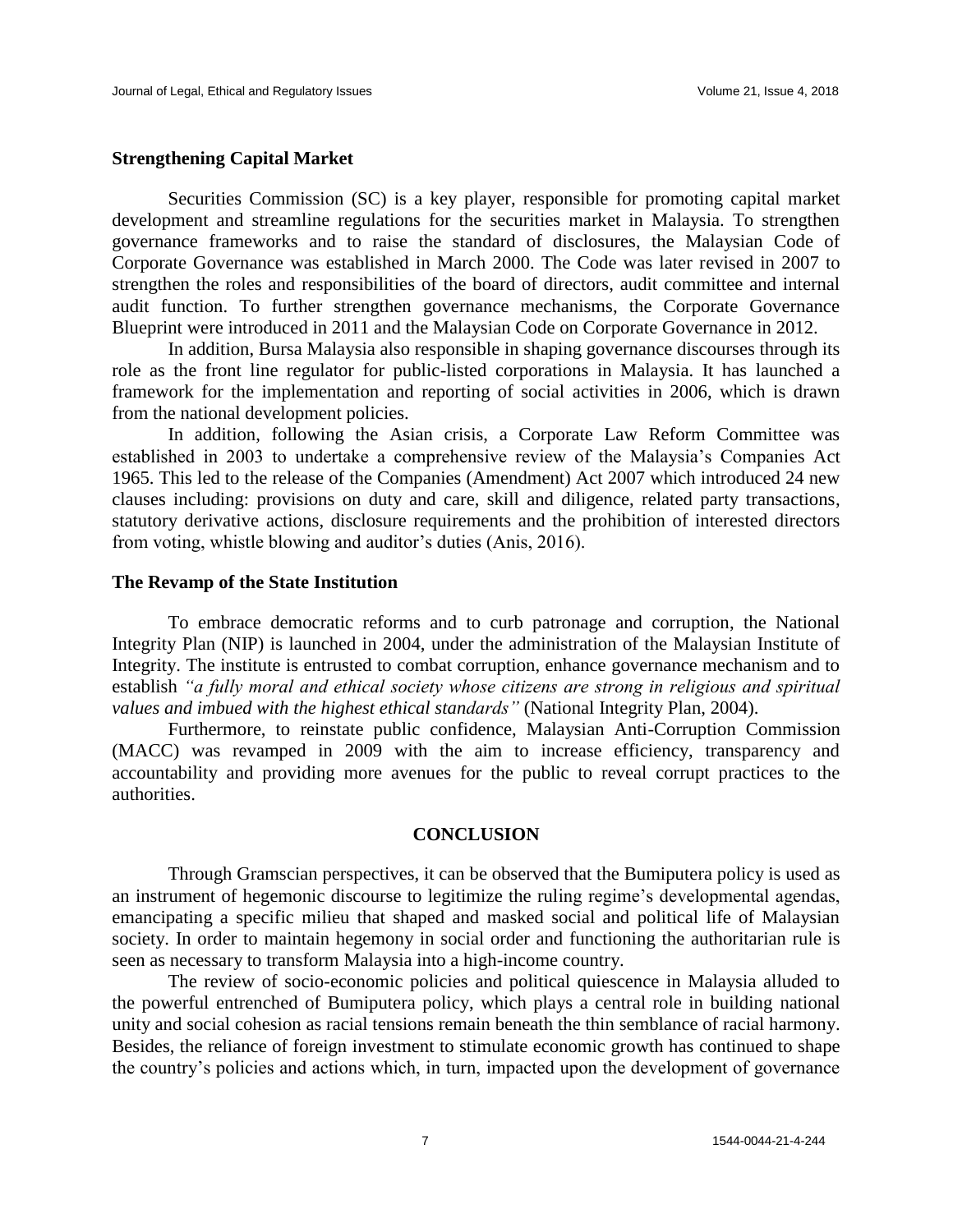### Strengthening Capital Market

Securities Commission (SC) is a key player, responsible for promoting capital market development and streamline regulations for the securities market in Malaysia. To strengthen governance frameworks and to raise the standard of disclosures, the Malaysian Code of Corporate Governance was established in March 2000. The Code was later revised in 2007 to strengthen the roles and responsibilities of the board of directors, audit committee and internal audit function. To further strengthen governance mechanisms, the Corporate Governance Blueprint were introduced in 2011 and the Malaysian Code on Corporate Governance in 2012.

In addition, Bursa Malaysia also responsible in shaping governance discourses through its role as the front line regulator for public-listed corporations in Malaysia. It has launched a framework for the implementation and reporting of social activities in 2006, which is drawn from the national development policies.

In addition, following the Asian crisis, a Corporate Law Reform Committee was established in 2003 to undertake a comprehensive review of the Malaysia's Companies Act 1965. This led to the release of the Companies (Amendment) Act 2007 which introduced 24 new clauses including: provisions on duty and care, skill and diligence, related party transactions, statutory derivative actions, disclosure requirements and the prohibition of interested directors from voting, whistle blowing and auditor's duties (Anis, 2016).

### The Revamp of the State Institution

To embrace democratic reforms and to curb patronage and corruption, the National Integrity Plan (NIP) is launched in 2004, under the administration of the Malaysian Institute of Integrity. The institute is entrusted to combat corruption, enhance governance mechanism and to establish *"a fully moral and ethical society whose citizens are strong in religious and spiritual values and imbued with the highest ethical standards"* (National Integrity Plan, 2004).

Furthermore, to reinstate public confidence, Malaysian Anti-Corruption Commission (MACC) was revamped in 2009 with the aim to increase efficiency, transparency and accountability and providing more avenues for the public to reveal corrupt practices to the authorities.

## CONCLUSION

Through Gramscian perspectives, it can be observed that the Bumiputera policy is used as an instrument of hegemonic discourse to legitimize the ruling regime's developmental agendas, emancipating a specific milieu that shaped and masked social and political life of Malaysian society. In order to maintain hegemony in social order and functioning the authoritarian rule is seen as necessary to transform Malaysia into a high-income country.

The review of socio-economic policies and political quiescence in Malaysia alluded to the powerful entrenched of Bumiputera policy, which plays a central role in building national unity and social cohesion as racial tensions remain beneath the thin semblance of racial harmony. Besides, the reliance of foreign investment to stimulate economic growth has continued to shape the country's policies and actions which, in turn, impacted upon the development of governance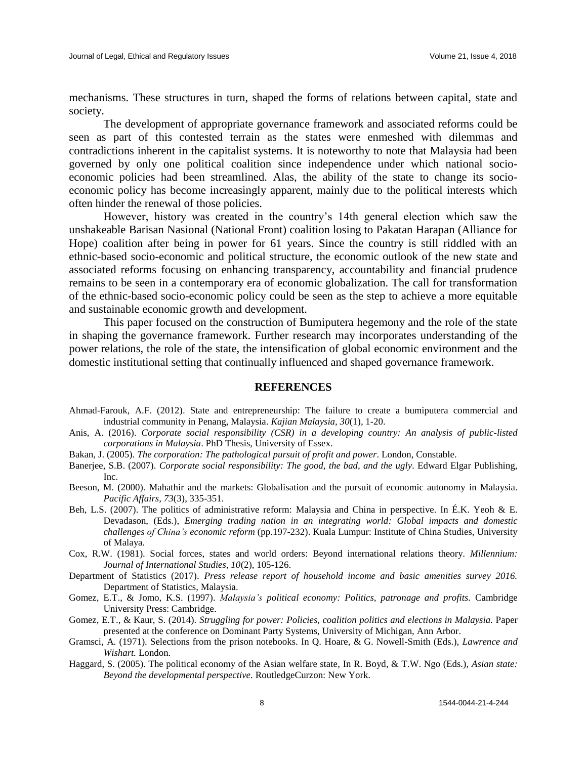mechanisms. These structures in turn, shaped the forms of relations between capital, state and society.

The development of appropriate governance framework and associated reforms could be seen as part of this contested terrain as the states were enmeshed with dilemmas and contradictions inherent in the capitalist systems. It is noteworthy to note that Malaysia had been governed by only one political coalition since independence under which national socio-economic policies had been streamlined. Alas, the ability of the state to change its socio-economic policy has become increasingly apparent, mainly due to the political interests which often hinder the renewal of those policies.

However, history was created in the country's 14th general election which saw the unshakeable Barisan Nasional (National Front) coalition losing to Pakatan Harapan (Alliance for Hope) coalition after being in power for 61 years. Since the country is still riddled with an ethnic-based socio-economic and political structure, the economic outlook of the new state and associated reforms focusing on enhancing transparency, accountability and financial prudence remains to be seen in a contemporary era of economic globalization. The call for transformation of the ethnic-based socio-economic policy could be seen as the step to achieve a more equitable and sustainable economic growth and development.

This paper focused on the construction of Bumiputera hegemony and the role of the state in shaping the governance framework. Further research may incorporates understanding of the power relations, the role of the state, the intensification of global economic environment and the domestic institutional setting that continually influenced and shaped governance framework.

## REFERENCES

Ahmad-Farouk, A.F. (2012). State and entrepreneurship: The failure to create a bumiputera commercial and industrial community in Penang, Malaysia. *Kajian Malaysia, 30*(1), 1-20.

Anis, A. (2016). *Corporate social responsibility (CSR) in a developing country: An analysis of public-listed corporations in Malaysia*. PhD Thesis, University of Essex.

Bakan, J. (2005). *The corporation: The pathological pursuit of profit and power*. London, Constable.

Banerjee, S.B. (2007). *Corporate social responsibility: The good, the bad, and the ugly*. Edward Elgar Publishing, Inc.

Beeson, M. (2000). Mahathir and the markets: Globalisation and the pursuit of economic autonomy in Malaysia. *Pacific Affairs, 73*(3), 335-351.

Beh, L.S. (2007). The politics of administrative reform: Malaysia and China in perspective. In É.K. Yeoh & E. Devadason, (Eds.), *Emerging trading nation in an integrating world: Global impacts and domestic challenges of China's economic reform* (pp.197-232). Kuala Lumpur: Institute of China Studies, University of Malaya.

Cox, R.W. (1981). Social forces, states and world orders: Beyond international relations theory. *Millennium: Journal of International Studies, 10*(2), 105-126.

Department of Statistics (2017). *Press release report of household income and basic amenities survey 2016.* Department of Statistics, Malaysia.

Gomez, E.T., & Jomo, K.S. (1997). *Malaysia's political economy: Politics, patronage and profits.* Cambridge University Press: Cambridge.

Gomez, E.T., & Kaur, S. (2014). *Struggling for power: Policies, coalition politics and elections in Malaysia.* Paper presented at the conference on Dominant Party Systems, University of Michigan, Ann Arbor.

Gramsci, A. (1971). Selections from the prison notebooks. In Q. Hoare, & G. Nowell-Smith (Eds.), *Lawrence and Wishart.* London.

Haggard, S. (2005). The political economy of the Asian welfare state, In R. Boyd, & T.W. Ngo (Eds.), *Asian state: Beyond the developmental perspective*. RoutledgeCurzon: New York.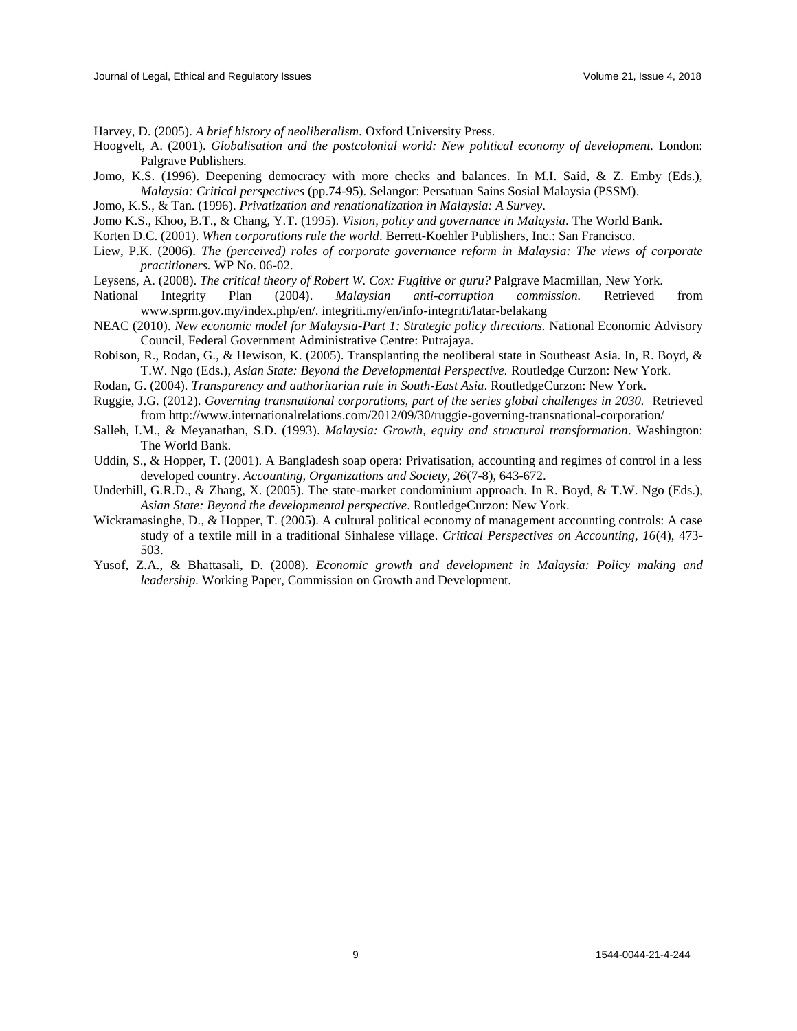Harvey, D. (2005). *A brief history of neoliberalism*. Oxford University Press.

Hoogvelt, A. (2001). *Globalisation and the postcolonial world: New political economy of development.* London: Palgrave Publishers.

Jomo, K.S. (1996). Deepening democracy with more checks and balances. In M.I. Said, & Z. Emby (Eds.), *Malaysia: Critical perspectives* (pp.74-95). Selangor: Persatuan Sains Sosial Malaysia (PSSM).

Jomo, K.S., & Tan. (1996). *Privatization and renationalization in Malaysia: A Survey*.

Jomo K.S., Khoo, B.T., & Chang, Y.T. (1995). *Vision, policy and governance in Malaysia*. The World Bank.

Korten D.C. (2001). *When corporations rule the world*. Berrett-Koehler Publishers, Inc.: San Francisco.

Liew, P.K. (2006). *The (perceived) roles of corporate governance reform in Malaysia: The views of corporate practitioners.* WP No. 06-02.

Leysens, A. (2008). *The critical theory of Robert W. Cox: Fugitive or guru?* Palgrave Macmillan, New York.

National Integrity Plan (2004). *Malaysian anti-corruption commission.* Retrieved from www.sprm.gov.my/index.php/en/. integriti.my/en/info-integriti/latar-belakang

NEAC (2010). *New economic model for Malaysia-Part 1: Strategic policy directions.* National Economic Advisory Council, Federal Government Administrative Centre: Putrajaya.

Robison, R., Rodan, G., & Hewison, K. (2005). Transplanting the neoliberal state in Southeast Asia. In, R. Boyd, & T.W. Ngo (Eds.), *Asian State: Beyond the Developmental Perspective.* Routledge Curzon: New York.

Rodan, G. (2004). *Transparency and authoritarian rule in South-East Asia*. RoutledgeCurzon: New York.

Ruggie, J.G. (2012). *Governing transnational corporations, part of the series global challenges in 2030.* Retrieved from http://www.internationalrelations.com/2012/09/30/ruggie-governing-transnational-corporation/

Salleh, I.M., & Meyanathan, S.D. (1993). *Malaysia: Growth, equity and structural transformation*. Washington: The World Bank.

Uddin, S., & Hopper, T. (2001). A Bangladesh soap opera: Privatisation, accounting and regimes of control in a less developed country. *Accounting, Organizations and Society, 26*(7-8), 643-672.

Underhill, G.R.D., & Zhang, X. (2005). The state-market condominium approach. In R. Boyd, & T.W. Ngo (Eds.), *Asian State: Beyond the developmental perspective*. RoutledgeCurzon: New York.

Wickramasinghe, D., & Hopper, T. (2005). A cultural political economy of management accounting controls: A case study of a textile mill in a traditional Sinhalese village. *Critical Perspectives on Accounting, 16*(4), 473-503.

Yusof, Z.A., & Bhattasali, D. (2008). *Economic growth and development in Malaysia: Policy making and leadership.* Working Paper, Commission on Growth and Development.